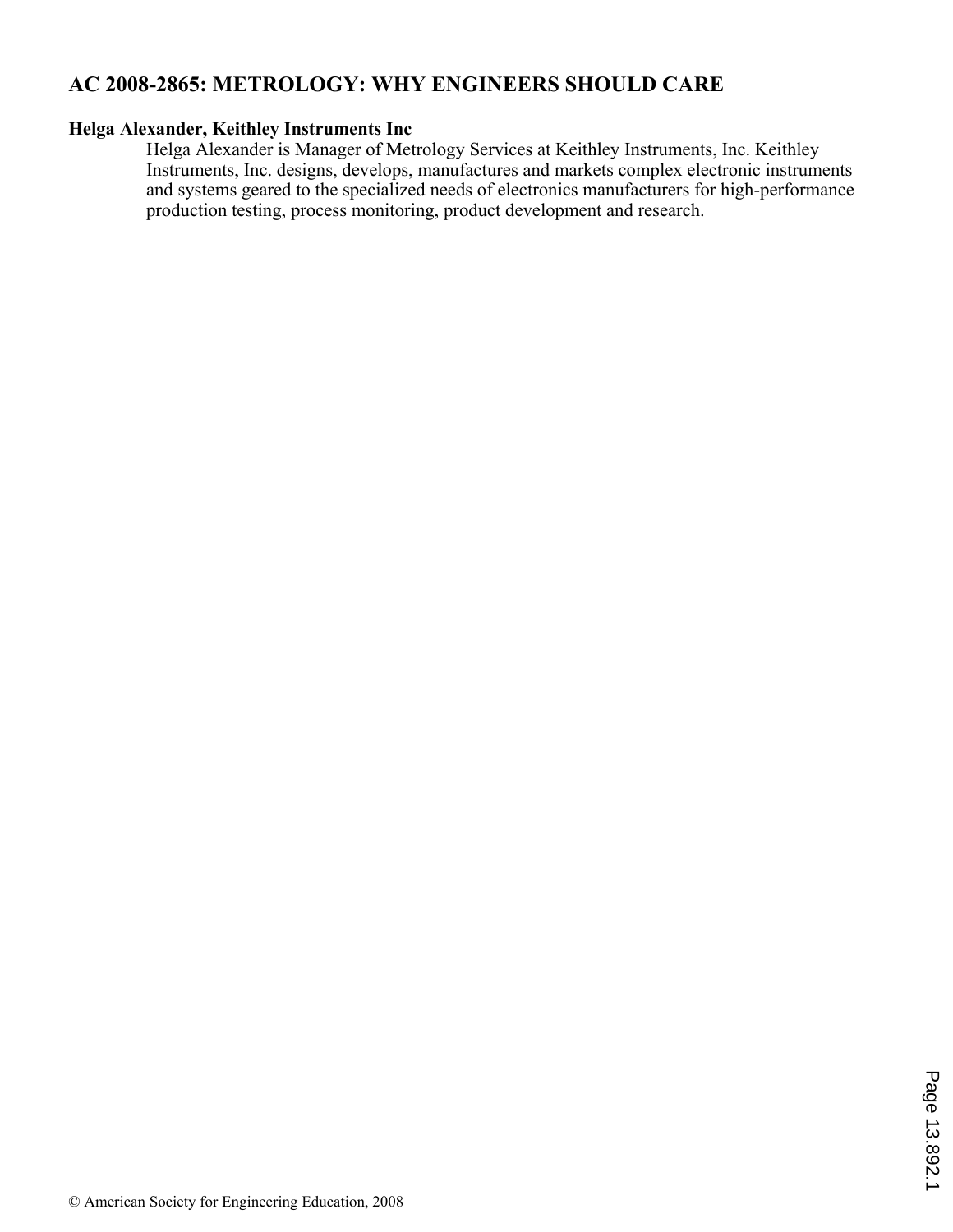# AC 2008-2865: METROLOGY: WHY ENGINEERS SHOULD CARE

**Helga Alexander, Keithley Instruments Inc**

Helga Alexander is Manager of Metrology Services at Keithley Instruments, Inc. Keithley Instruments, Inc. designs, develops, manufactures and markets complex electronic instruments and systems geared to the specialized needs of electronics manufacturers for high-performance production testing, process monitoring, product development and research.

© American Society for Engineering Education, 2008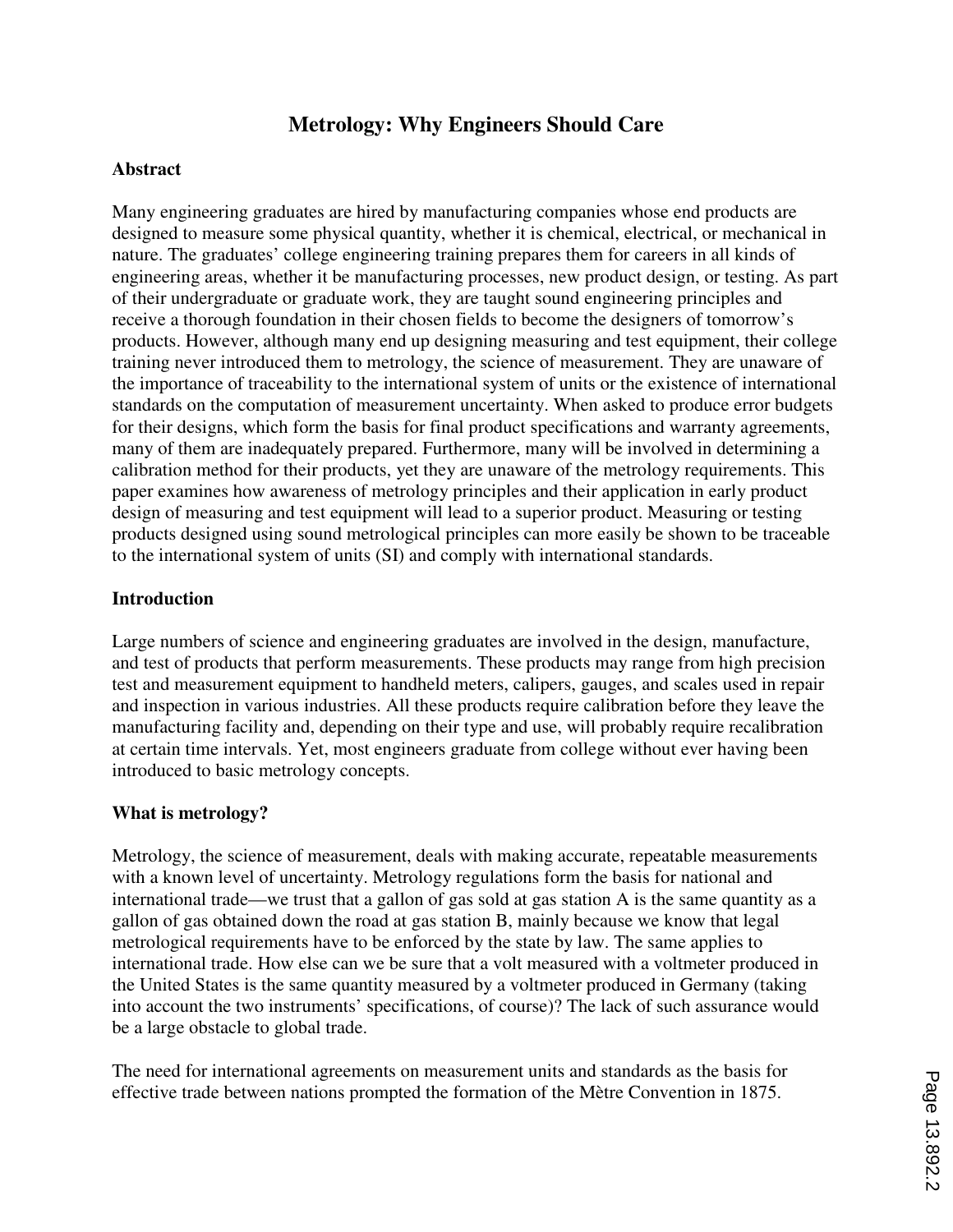# Metrology: Why Engineers Should Care

## Abstract

Many engineering graduates are hired by manufacturing companies whose end products are designed to measure some physical quantity, whether it is chemical, electrical, or mechanical in nature. The graduates' college engineering training prepares them for careers in all kinds of engineering areas, whether it be manufacturing processes, new product design, or testing. As part of their undergraduate or graduate work, they are taught sound engineering principles and receive a thorough foundation in their chosen fields to become the designers of tomorrow's products. However, although many end up designing measuring and test equipment, their college training never introduced them to metrology, the science of measurement. They are unaware of the importance of traceability to the international system of units or the existence of international standards on the computation of measurement uncertainty. When asked to produce error budgets for their designs, which form the basis for final product specifications and warranty agreements, many of them are inadequately prepared. Furthermore, many will be involved in determining a calibration method for their products, yet they are unaware of the metrology requirements. This paper examines how awareness of metrology principles and their application in early product design of measuring and test equipment will lead to a superior product. Measuring or testing products designed using sound metrological principles can more easily be shown to be traceable to the international system of units (SI) and comply with international standards.

## Introduction

Large numbers of science and engineering graduates are involved in the design, manufacture, and test of products that perform measurements. These products may range from high precision test and measurement equipment to handheld meters, calipers, gauges, and scales used in repair and inspection in various industries. All these products require calibration before they leave the manufacturing facility and, depending on their type and use, will probably require recalibration at certain time intervals. Yet, most engineers graduate from college without ever having been introduced to basic metrology concepts.

## What is metrology?

Metrology, the science of measurement, deals with making accurate, repeatable measurements with a known level of uncertainty. Metrology regulations form the basis for national and international trade—we trust that a gallon of gas sold at gas station A is the same quantity as a gallon of gas obtained down the road at gas station B, mainly because we know that legal metrological requirements have to be enforced by the state by law. The same applies to international trade. How else can we be sure that a volt measured with a voltmeter produced in the United States is the same quantity measured by a voltmeter produced in Germany (taking into account the two instruments' specifications, of course)? The lack of such assurance would be a large obstacle to global trade.

The need for international agreements on measurement units and standards as the basis for effective trade between nations prompted the formation of the Mètre Convention in 1875.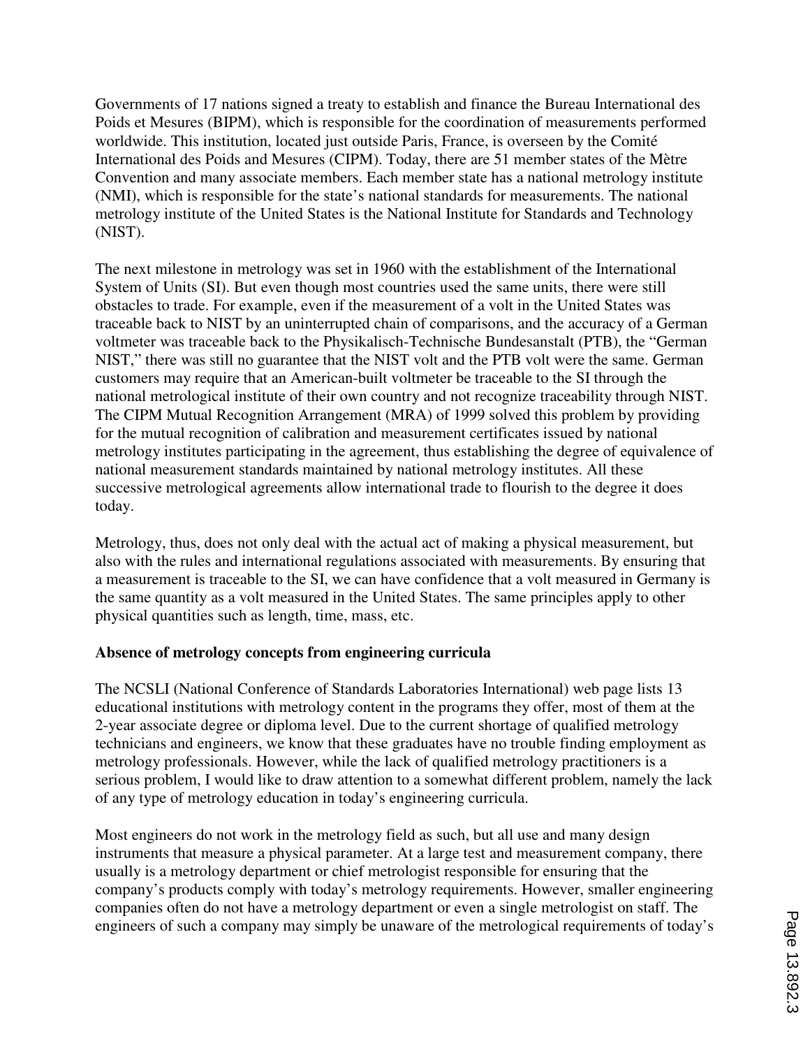Governments of 17 nations signed a treaty to establish and finance the Bureau International des Poids et Mesures (BIPM), which is responsible for the coordination of measurements performed worldwide. This institution, located just outside Paris, France, is overseen by the Comité International des Poids and Mesures (CIPM). Today, there are 51 member states of the Mètre Convention and many associate members. Each member state has a national metrology institute (NMI), which is responsible for the state's national standards for measurements. The national metrology institute of the United States is the National Institute for Standards and Technology (NIST).

The next milestone in metrology was set in 1960 with the establishment of the International System of Units (SI). But even though most countries used the same units, there were still obstacles to trade. For example, even if the measurement of a volt in the United States was traceable back to NIST by an uninterrupted chain of comparisons, and the accuracy of a German voltmeter was traceable back to the Physikalisch-Technische Bundesanstalt (PTB), the "German NIST," there was still no guarantee that the NIST volt and the PTB volt were the same. German customers may require that an American-built voltmeter be traceable to the SI through the national metrological institute of their own country and not recognize traceability through NIST. The CIPM Mutual Recognition Arrangement (MRA) of 1999 solved this problem by providing for the mutual recognition of calibration and measurement certificates issued by national metrology institutes participating in the agreement, thus establishing the degree of equivalence of national measurement standards maintained by national metrology institutes. All these successive metrological agreements allow international trade to flourish to the degree it does today.

Metrology, thus, does not only deal with the actual act of making a physical measurement, but also with the rules and international regulations associated with measurements. By ensuring that a measurement is traceable to the SI, we can have confidence that a volt measured in Germany is the same quantity as a volt measured in the United States. The same principles apply to other physical quantities such as length, time, mass, etc.

**Absence of metrology concepts from engineering curricula**

The NCSLI (National Conference of Standards Laboratories International) web page lists 13 educational institutions with metrology content in the programs they offer, most of them at the 2-year associate degree or diploma level. Due to the current shortage of qualified metrology technicians and engineers, we know that these graduates have no trouble finding employment as metrology professionals. However, while the lack of qualified metrology practitioners is a serious problem, I would like to draw attention to a somewhat different problem, namely the lack of any type of metrology education in today's engineering curricula.

Most engineers do not work in the metrology field as such, but all use and many design instruments that measure a physical parameter. At a large test and measurement company, there usually is a metrology department or chief metrologist responsible for ensuring that the company's products comply with today's metrology requirements. However, smaller engineering companies often do not have a metrology department or even a single metrologist on staff. The engineers of such a company may simply be unaware of the metrological requirements of today's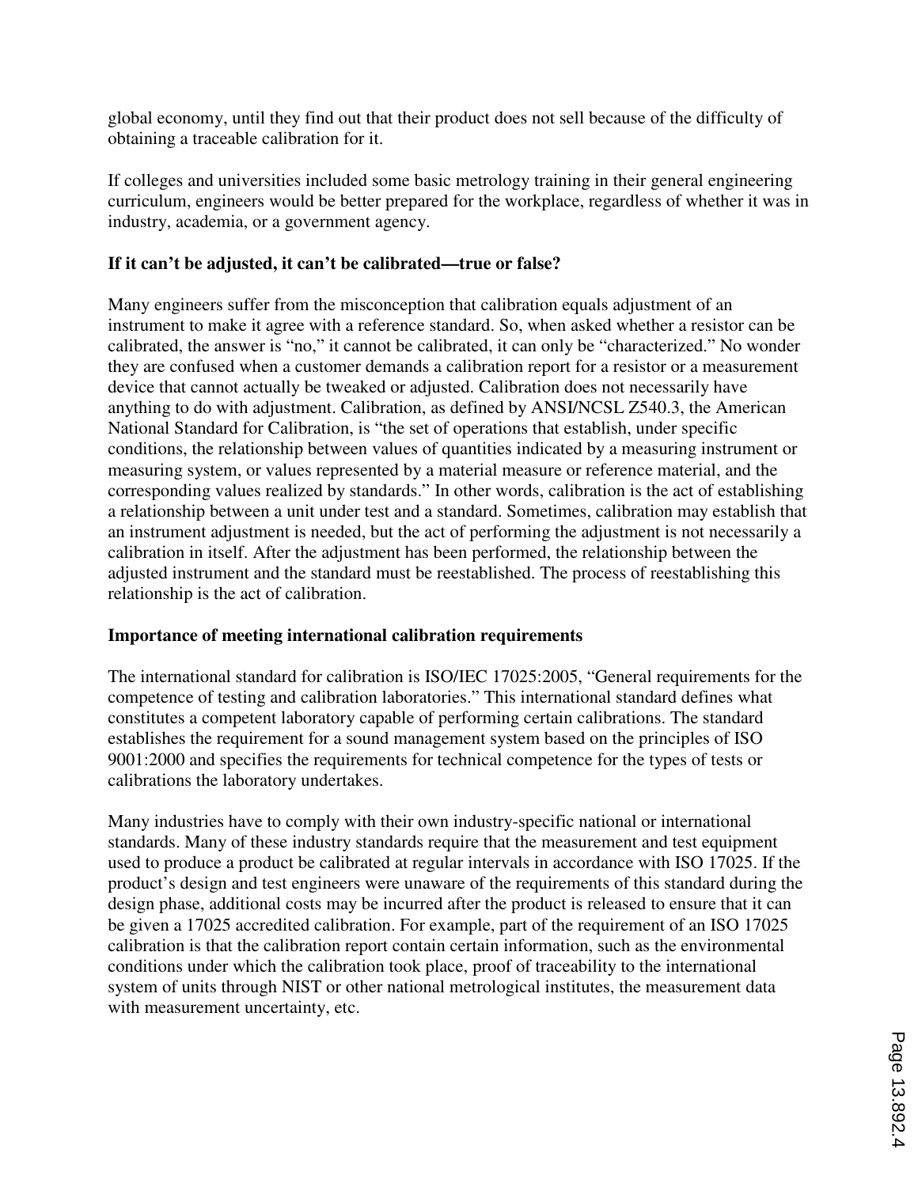global economy, until they find out that their product does not sell because of the difficulty of obtaining a traceable calibration for it.

If colleges and universities included some basic metrology training in their general engineering curriculum, engineers would be better prepared for the workplace, regardless of whether it was in industry, academia, or a government agency.

## If it can't be adjusted, it can't be calibrated—true or false?

Many engineers suffer from the misconception that calibration equals adjustment of an instrument to make it agree with a reference standard. So, when asked whether a resistor can be calibrated, the answer is "no," it cannot be calibrated, it can only be "characterized." No wonder they are confused when a customer demands a calibration report for a resistor or a measurement device that cannot actually be tweaked or adjusted. Calibration does not necessarily have anything to do with adjustment. Calibration, as defined by ANSI/NCSL Z540.3, the American National Standard for Calibration, is "the set of operations that establish, under specific conditions, the relationship between values of quantities indicated by a measuring instrument or measuring system, or values represented by a material measure or reference material, and the corresponding values realized by standards." In other words, calibration is the act of establishing a relationship between a unit under test and a standard. Sometimes, calibration may establish that an instrument adjustment is needed, but the act of performing the adjustment is not necessarily a calibration in itself. After the adjustment has been performed, the relationship between the adjusted instrument and the standard must be reestablished. The process of reestablishing this relationship is the act of calibration.

## Importance of meeting international calibration requirements

The international standard for calibration is ISO/IEC 17025:2005, "General requirements for the competence of testing and calibration laboratories." This international standard defines what constitutes a competent laboratory capable of performing certain calibrations. The standard establishes the requirement for a sound management system based on the principles of ISO 9001:2000 and specifies the requirements for technical competence for the types of tests or calibrations the laboratory undertakes.

Many industries have to comply with their own industry-specific national or international standards. Many of these industry standards require that the measurement and test equipment used to produce a product be calibrated at regular intervals in accordance with ISO 17025. If the product's design and test engineers were unaware of the requirements of this standard during the design phase, additional costs may be incurred after the product is released to ensure that it can be given a 17025 accredited calibration. For example, part of the requirement of an ISO 17025 calibration is that the calibration report contain certain information, such as the environmental conditions under which the calibration took place, proof of traceability to the international system of units through NIST or other national metrological institutes, the measurement data with measurement uncertainty, etc.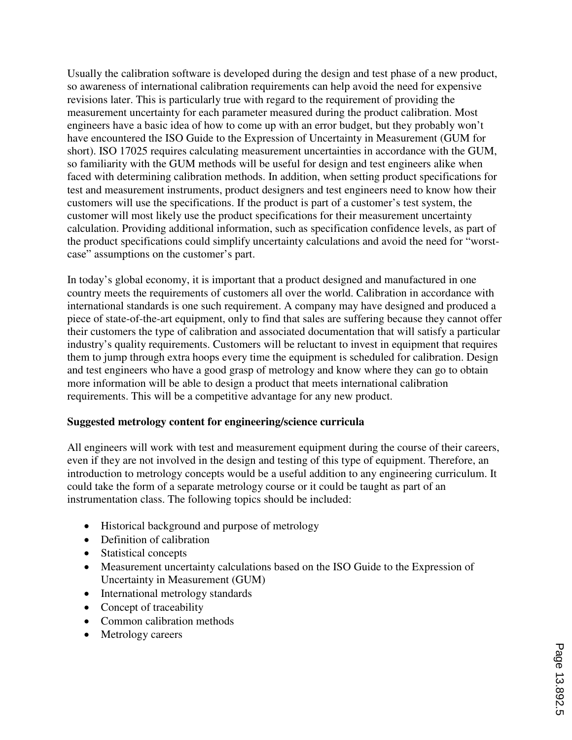Usually the calibration software is developed during the design and test phase of a new product, so awareness of international calibration requirements can help avoid the need for expensive revisions later. This is particularly true with regard to the requirement of providing the measurement uncertainty for each parameter measured during the product calibration. Most engineers have a basic idea of how to come up with an error budget, but they probably won't have encountered the ISO Guide to the Expression of Uncertainty in Measurement (GUM for short). ISO 17025 requires calculating measurement uncertainties in accordance with the GUM, so familiarity with the GUM methods will be useful for design and test engineers alike when faced with determining calibration methods. In addition, when setting product specifications for test and measurement instruments, product designers and test engineers need to know how their customers will use the specifications. If the product is part of a customer's test system, the customer will most likely use the product specifications for their measurement uncertainty calculation. Providing additional information, such as specification confidence levels, as part of the product specifications could simplify uncertainty calculations and avoid the need for "worst-case" assumptions on the customer's part.

In today's global economy, it is important that a product designed and manufactured in one country meets the requirements of customers all over the world. Calibration in accordance with international standards is one such requirement. A company may have designed and produced a piece of state-of-the-art equipment, only to find that sales are suffering because they cannot offer their customers the type of calibration and associated documentation that will satisfy a particular industry's quality requirements. Customers will be reluctant to invest in equipment that requires them to jump through extra hoops every time the equipment is scheduled for calibration. Design and test engineers who have a good grasp of metrology and know where they can go to obtain more information will be able to design a product that meets international calibration requirements. This will be a competitive advantage for any new product.

**Suggested metrology content for engineering/science curricula**

All engineers will work with test and measurement equipment during the course of their careers, even if they are not involved in the design and testing of this type of equipment. Therefore, an introduction to metrology concepts would be a useful addition to any engineering curriculum. It could take the form of a separate metrology course or it could be taught as part of an instrumentation class. The following topics should be included:

- Historical background and purpose of metrology
- Definition of calibration
- Statistical concepts
- Measurement uncertainty calculations based on the ISO Guide to the Expression of Uncertainty in Measurement (GUM)
- International metrology standards
- Concept of traceability
- Common calibration methods
- Metrology careers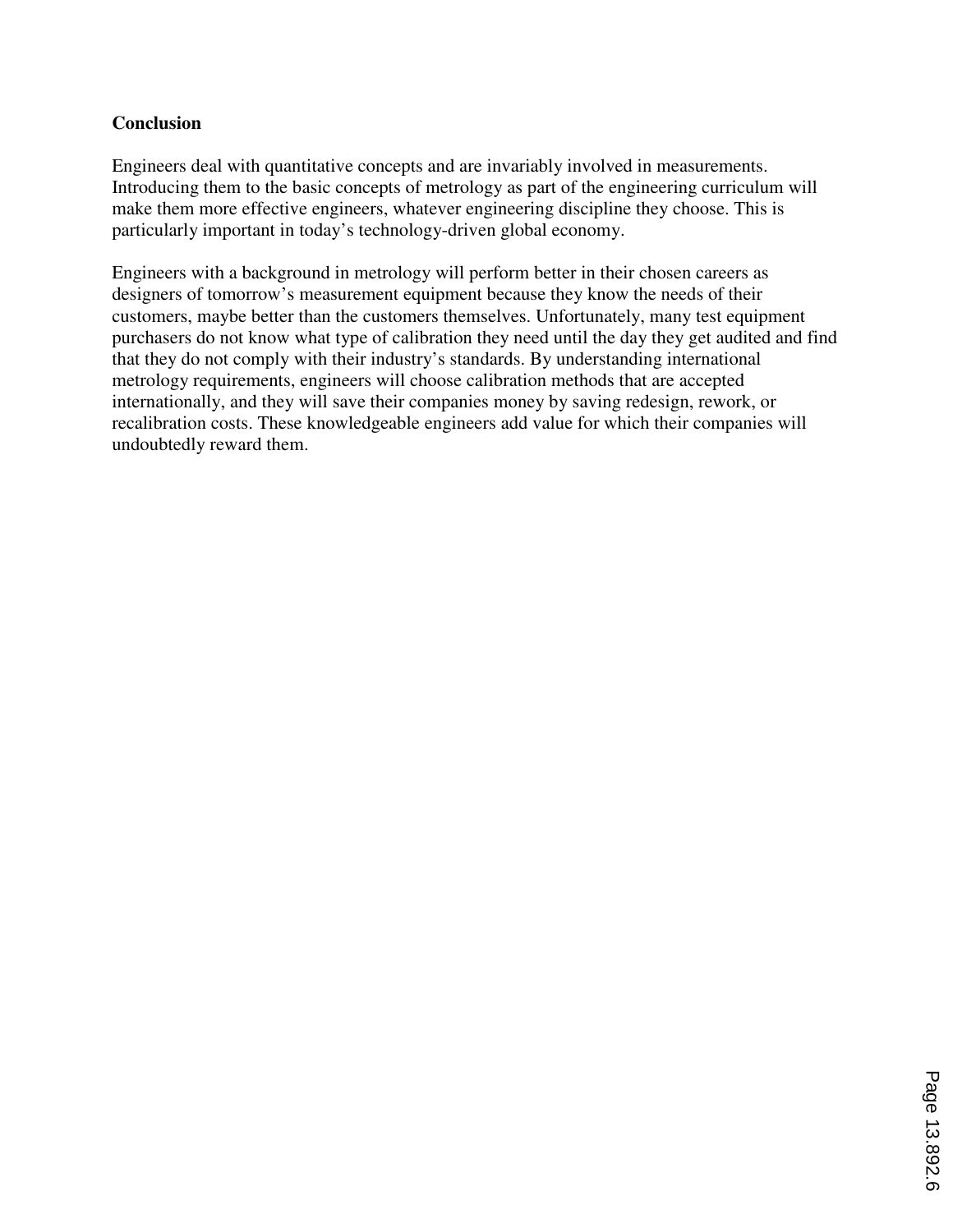## Conclusion

Engineers deal with quantitative concepts and are invariably involved in measurements. Introducing them to the basic concepts of metrology as part of the engineering curriculum will make them more effective engineers, whatever engineering discipline they choose. This is particularly important in today's technology-driven global economy.

Engineers with a background in metrology will perform better in their chosen careers as designers of tomorrow's measurement equipment because they know the needs of their customers, maybe better than the customers themselves. Unfortunately, many test equipment purchasers do not know what type of calibration they need until the day they get audited and find that they do not comply with their industry's standards. By understanding international metrology requirements, engineers will choose calibration methods that are accepted internationally, and they will save their companies money by saving redesign, rework, or recalibration costs. These knowledgeable engineers add value for which their companies will undoubtedly reward them.